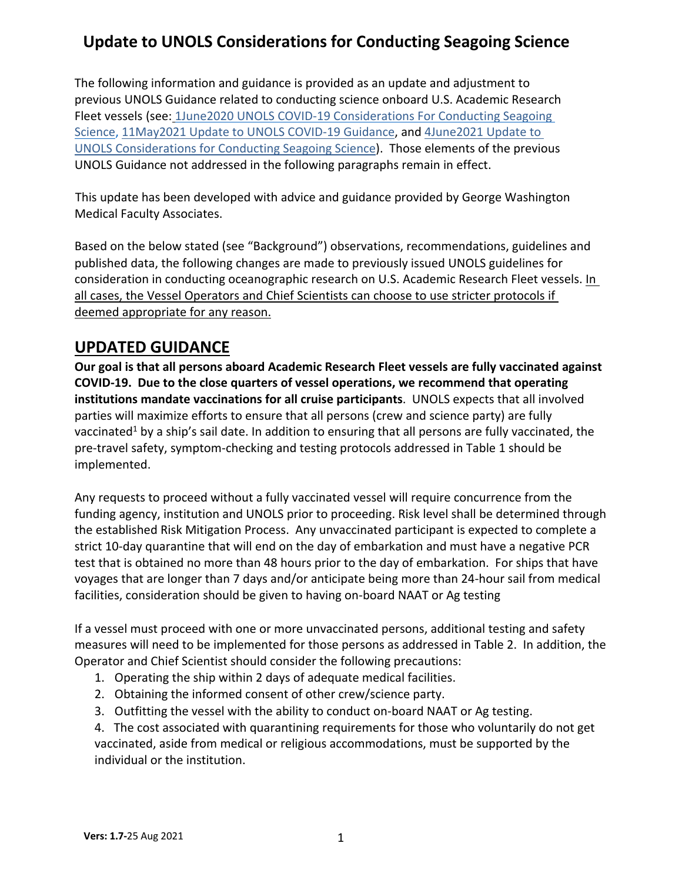# Update to UNOLS Considerations for Conducting Seagoing Science

The following information and guidance is provided as an update and adjustment to previous UNOLS Guidance related to conducting science onboard U.S. Academic Research Fleet vessels (see: 1June2020 UNOLS COVID-19 Considerations For Conducting Seagoing Science, 11May2021 Update to UNOLS COVID-19 Guidance, and 4June2021 Update to UNOLS Considerations for Conducting Seagoing Science). Those elements of the previous UNOLS Guidance not addressed in the following paragraphs remain in effect.

This update has been developed with advice and guidance provided by George Washington Medical Faculty Associates.

Based on the below stated (see "Background") observations, recommendations, guidelines and published data, the following changes are made to previously issued UNOLS guidelines for consideration in conducting oceanographic research on U.S. Academic Research Fleet vessels. <u>In all cases, the Vessel Operators and Chief Scientists can choose to use stricter protocols if deemed appropriate for any reason.</u>

## UPDATED GUIDANCE

**Our goal is that all persons aboard Academic Research Fleet vessels are fully vaccinated against COVID-19. Due to the close quarters of vessel operations, we recommend that operating institutions mandate vaccinations for all cruise participants**. UNOLS expects that all involved parties will maximize efforts to ensure that all persons (crew and science party) are fully vaccinated[1] by a ship's sail date. In addition to ensuring that all persons are fully vaccinated, the pre-travel safety, symptom-checking and testing protocols addressed in Table 1 should be implemented.

Any requests to proceed without a fully vaccinated vessel will require concurrence from the funding agency, institution and UNOLS prior to proceeding. Risk level shall be determined through the established Risk Mitigation Process. Any unvaccinated participant is expected to complete a strict 10-day quarantine that will end on the day of embarkation and must have a negative PCR test that is obtained no more than 48 hours prior to the day of embarkation. For ships that have voyages that are longer than 7 days and/or anticipate being more than 24-hour sail from medical facilities, consideration should be given to having on-board NAAT or Ag testing

If a vessel must proceed with one or more unvaccinated persons, additional testing and safety measures will need to be implemented for those persons as addressed in Table 2. In addition, the Operator and Chief Scientist should consider the following precautions:

1. Operating the ship within 2 days of adequate medical facilities.
2. Obtaining the informed consent of other crew/science party.
3. Outfitting the vessel with the ability to conduct on-board NAAT or Ag testing.
4. The cost associated with quarantining requirements for those who voluntarily do not get vaccinated, aside from medical or religious accommodations, must be supported by the individual or the institution.

**Vers: 1.7-**25 Aug 2021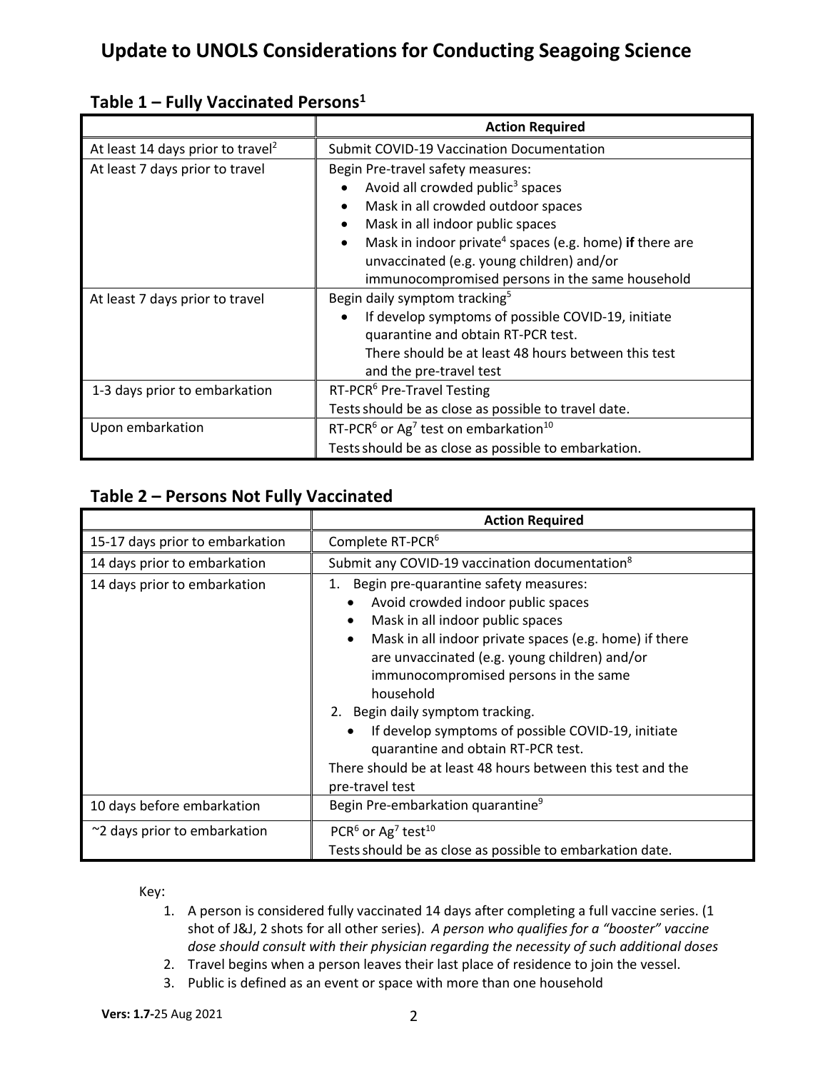# Update to UNOLS Considerations for Conducting Seagoing Science

## Table 1 – Fully Vaccinated Persons[1]

| | Action Required |
|---|---|
| At least 14 days prior to travel[2] | Submit COVID-19 Vaccination Documentation |
| At least 7 days prior to travel | Begin Pre-travel safety measures:<br>• Avoid all crowded public[3] spaces<br>• Mask in all crowded outdoor spaces<br>• Mask in all indoor public spaces<br>• Mask in indoor private[4] spaces (e.g. home) **if** there are unvaccinated (e.g. young children) and/or immunocompromised persons in the same household |
| At least 7 days prior to travel | Begin daily symptom tracking[5]<br>• If develop symptoms of possible COVID-19, initiate quarantine and obtain RT-PCR test. There should be at least 48 hours between this test and the pre-travel test |
| 1-3 days prior to embarkation | RT-PCR[6] Pre-Travel Testing<br>Tests should be as close as possible to travel date. |
| Upon embarkation | RT-PCR[6] or Ag[7] test on embarkation[10]<br>Tests should be as close as possible to embarkation. |

## Table 2 – Persons Not Fully Vaccinated

| | Action Required |
|---|---|
| 15-17 days prior to embarkation | Complete RT-PCR[6] |
| 14 days prior to embarkation | Submit any COVID-19 vaccination documentation[8] |
| 14 days prior to embarkation | 1. Begin pre-quarantine safety measures:<br>• Avoid crowded indoor public spaces<br>• Mask in all indoor public spaces<br>• Mask in all indoor private spaces (e.g. home) if there are unvaccinated (e.g. young children) and/or immunocompromised persons in the same household<br>2. Begin daily symptom tracking.<br>• If develop symptoms of possible COVID-19, initiate quarantine and obtain RT-PCR test.<br>There should be at least 48 hours between this test and the pre-travel test |
| 10 days before embarkation | Begin Pre-embarkation quarantine[9] |
| ~2 days prior to embarkation | PCR[6] or Ag[7] test[10]<br>Tests should be as close as possible to embarkation date. |

Key:

1. A person is considered fully vaccinated 14 days after completing a full vaccine series. (1 shot of J&J, 2 shots for all other series). *A person who qualifies for a "booster" vaccine dose should consult with their physician regarding the necessity of such additional doses*
2. Travel begins when a person leaves their last place of residence to join the vessel.
3. Public is defined as an event or space with more than one household

**Vers: 1.7-**25 Aug 2021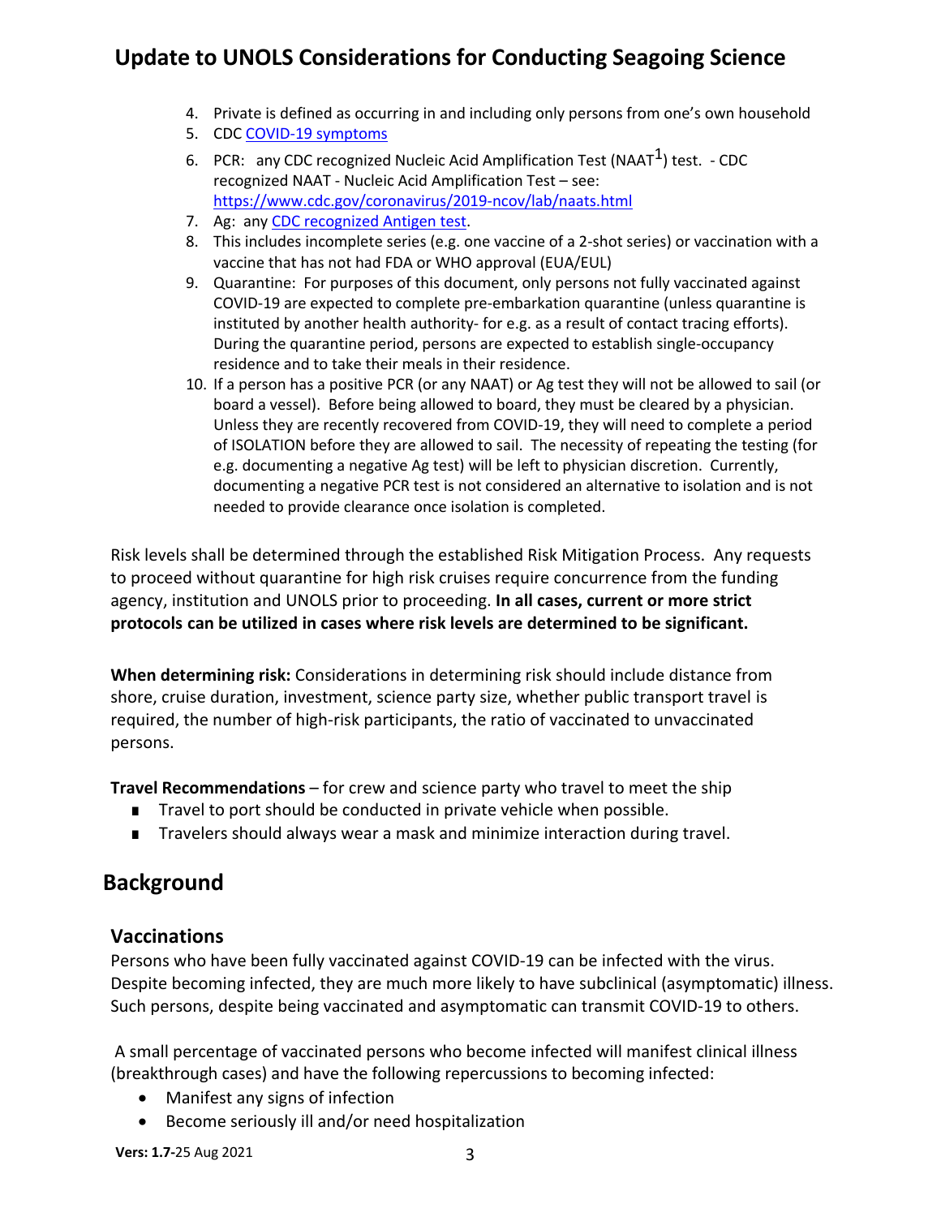4. Private is defined as occurring in and including only persons from one's own household
5. CDC COVID-19 symptoms
6. PCR: any CDC recognized Nucleic Acid Amplification Test (NAAT[1]) test. - CDC recognized NAAT - Nucleic Acid Amplification Test – see: https://www.cdc.gov/coronavirus/2019-ncov/lab/naats.html
7. Ag: any CDC recognized Antigen test.
8. This includes incomplete series (e.g. one vaccine of a 2-shot series) or vaccination with a vaccine that has not had FDA or WHO approval (EUA/EUL)
9. Quarantine: For purposes of this document, only persons not fully vaccinated against COVID-19 are expected to complete pre-embarkation quarantine (unless quarantine is instituted by another health authority- for e.g. as a result of contact tracing efforts). During the quarantine period, persons are expected to establish single-occupancy residence and to take their meals in their residence.
10. If a person has a positive PCR (or any NAAT) or Ag test they will not be allowed to sail (or board a vessel). Before being allowed to board, they must be cleared by a physician. Unless they are recently recovered from COVID-19, they will need to complete a period of ISOLATION before they are allowed to sail. The necessity of repeating the testing (for e.g. documenting a negative Ag test) will be left to physician discretion. Currently, documenting a negative PCR test is not considered an alternative to isolation and is not needed to provide clearance once isolation is completed.

Risk levels shall be determined through the established Risk Mitigation Process. Any requests to proceed without quarantine for high risk cruises require concurrence from the funding agency, institution and UNOLS prior to proceeding. **In all cases, current or more strict protocols can be utilized in cases where risk levels are determined to be significant.**

**When determining risk:** Considerations in determining risk should include distance from shore, cruise duration, investment, science party size, whether public transport travel is required, the number of high-risk participants, the ratio of vaccinated to unvaccinated persons.

**Travel Recommendations** – for crew and science party who travel to meet the ship

- Travel to port should be conducted in private vehicle when possible.
- Travelers should always wear a mask and minimize interaction during travel.

## Background

### Vaccinations

Persons who have been fully vaccinated against COVID-19 can be infected with the virus. Despite becoming infected, they are much more likely to have subclinical (asymptomatic) illness. Such persons, despite being vaccinated and asymptomatic can transmit COVID-19 to others.

A small percentage of vaccinated persons who become infected will manifest clinical illness (breakthrough cases) and have the following repercussions to becoming infected:

- Manifest any signs of infection
- Become seriously ill and/or need hospitalization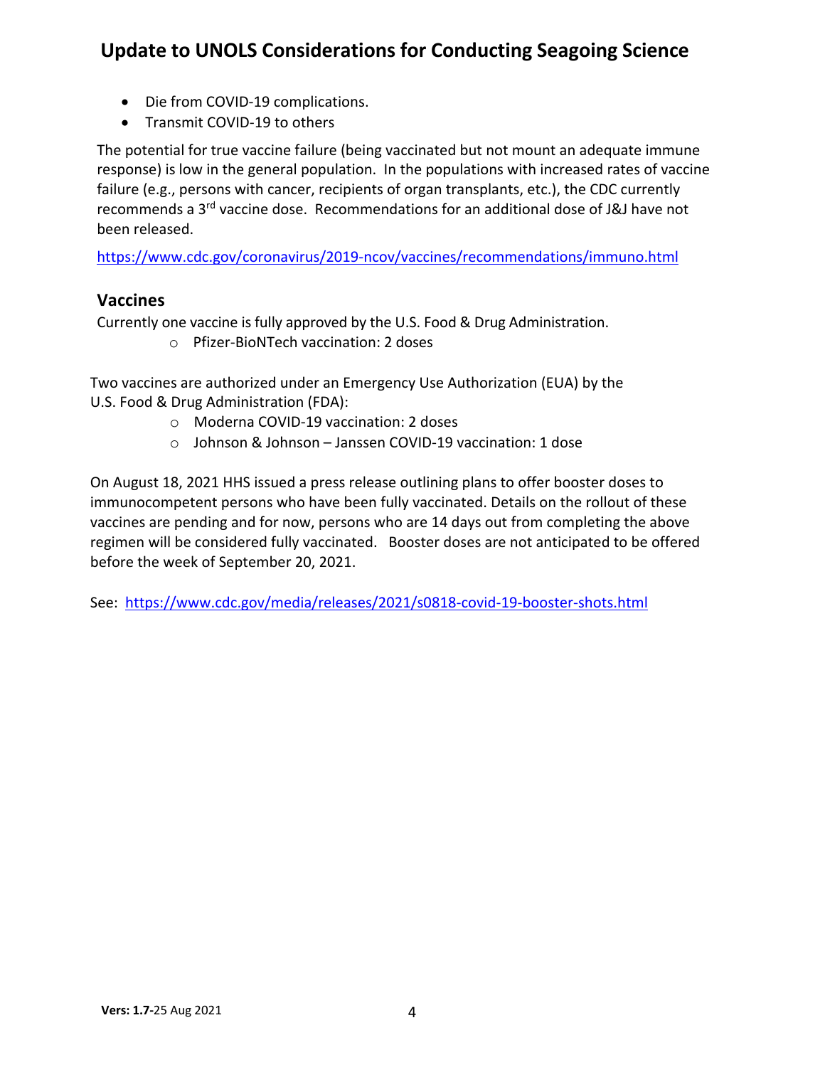- Die from COVID-19 complications.
- Transmit COVID-19 to others

The potential for true vaccine failure (being vaccinated but not mount an adequate immune response) is low in the general population. In the populations with increased rates of vaccine failure (e.g., persons with cancer, recipients of organ transplants, etc.), the CDC currently recommends a 3rd vaccine dose. Recommendations for an additional dose of J&J have not been released.

https://www.cdc.gov/coronavirus/2019-ncov/vaccines/recommendations/immuno.html

## Vaccines

Currently one vaccine is fully approved by the U.S. Food & Drug Administration.

- Pfizer-BioNTech vaccination: 2 doses

Two vaccines are authorized under an Emergency Use Authorization (EUA) by the U.S. Food & Drug Administration (FDA):

- Moderna COVID-19 vaccination: 2 doses
- Johnson & Johnson – Janssen COVID-19 vaccination: 1 dose

On August 18, 2021 HHS issued a press release outlining plans to offer booster doses to immunocompetent persons who have been fully vaccinated. Details on the rollout of these vaccines are pending and for now, persons who are 14 days out from completing the above regimen will be considered fully vaccinated. Booster doses are not anticipated to be offered before the week of September 20, 2021.

See: https://www.cdc.gov/media/releases/2021/s0818-covid-19-booster-shots.html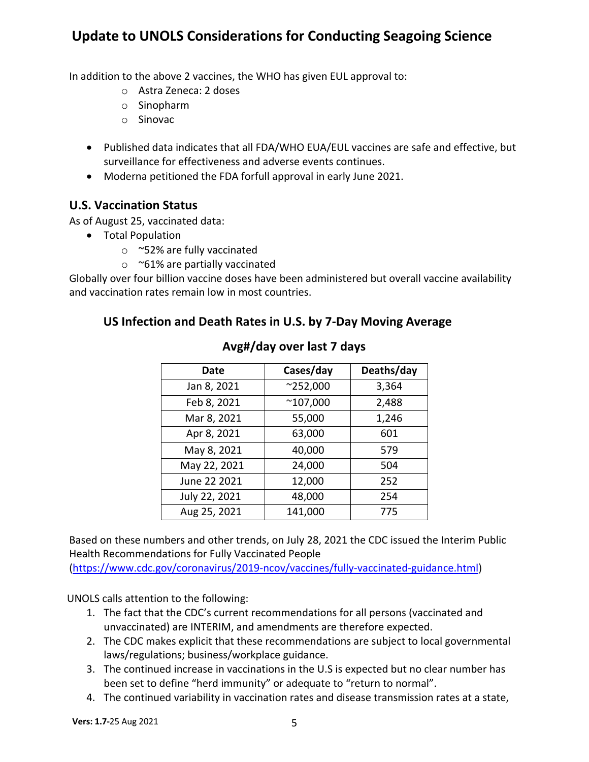In addition to the above 2 vaccines, the WHO has given EUL approval to:

- Astra Zeneca: 2 doses
- Sinopharm
- Sinovac

- Published data indicates that all FDA/WHO EUA/EUL vaccines are safe and effective, but surveillance for effectiveness and adverse events continues.
- Moderna petitioned the FDA forfull approval in early June 2021.

## U.S. Vaccination Status

As of August 25, vaccinated data:

- Total Population
  - ~52% are fully vaccinated
  - ~61% are partially vaccinated

Globally over four billion vaccine doses have been administered but overall vaccine availability and vaccination rates remain low in most countries.

### US Infection and Death Rates in U.S. by 7-Day Moving Average

**Avg#/day over last 7 days**

| Date | Cases/day | Deaths/day |
| --- | --- | --- |
| Jan 8, 2021 | ~252,000 | 3,364 |
| Feb 8, 2021 | ~107,000 | 2,488 |
| Mar 8, 2021 | 55,000 | 1,246 |
| Apr 8, 2021 | 63,000 | 601 |
| May 8, 2021 | 40,000 | 579 |
| May 22, 2021 | 24,000 | 504 |
| June 22 2021 | 12,000 | 252 |
| July 22, 2021 | 48,000 | 254 |
| Aug 25, 2021 | 141,000 | 775 |

Based on these numbers and other trends, on July 28, 2021 the CDC issued the Interim Public Health Recommendations for Fully Vaccinated People (https://www.cdc.gov/coronavirus/2019-ncov/vaccines/fully-vaccinated-guidance.html)

UNOLS calls attention to the following:

1. The fact that the CDC's current recommendations for all persons (vaccinated and unvaccinated) are INTERIM, and amendments are therefore expected.
2. The CDC makes explicit that these recommendations are subject to local governmental laws/regulations; business/workplace guidance.
3. The continued increase in vaccinations in the U.S is expected but no clear number has been set to define "herd immunity" or adequate to "return to normal".
4. The continued variability in vaccination rates and disease transmission rates at a state,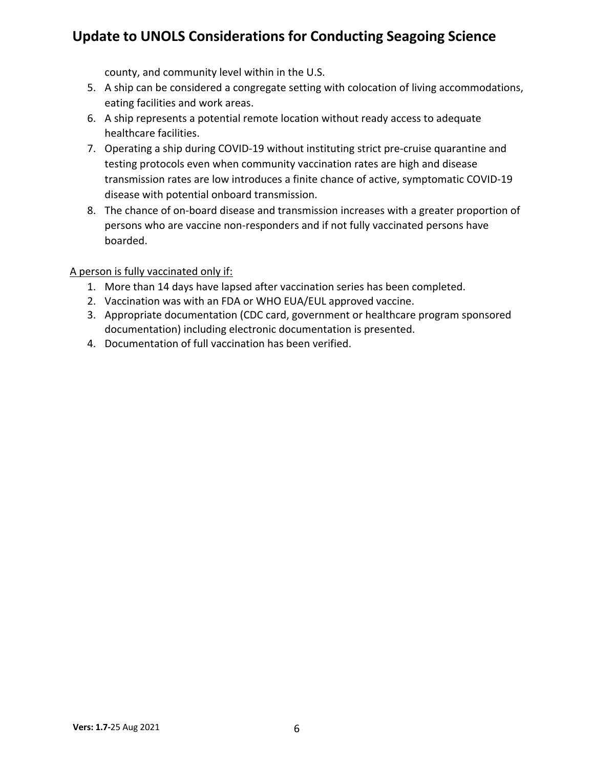county, and community level within in the U.S.

5. A ship can be considered a congregate setting with colocation of living accommodations, eating facilities and work areas.
6. A ship represents a potential remote location without ready access to adequate healthcare facilities.
7. Operating a ship during COVID-19 without instituting strict pre-cruise quarantine and testing protocols even when community vaccination rates are high and disease transmission rates are low introduces a finite chance of active, symptomatic COVID-19 disease with potential onboard transmission.
8. The chance of on-board disease and transmission increases with a greater proportion of persons who are vaccine non-responders and if not fully vaccinated persons have boarded.

<u>A person is fully vaccinated only if:</u>

1. More than 14 days have lapsed after vaccination series has been completed.
2. Vaccination was with an FDA or WHO EUA/EUL approved vaccine.
3. Appropriate documentation (CDC card, government or healthcare program sponsored documentation) including electronic documentation is presented.
4. Documentation of full vaccination has been verified.